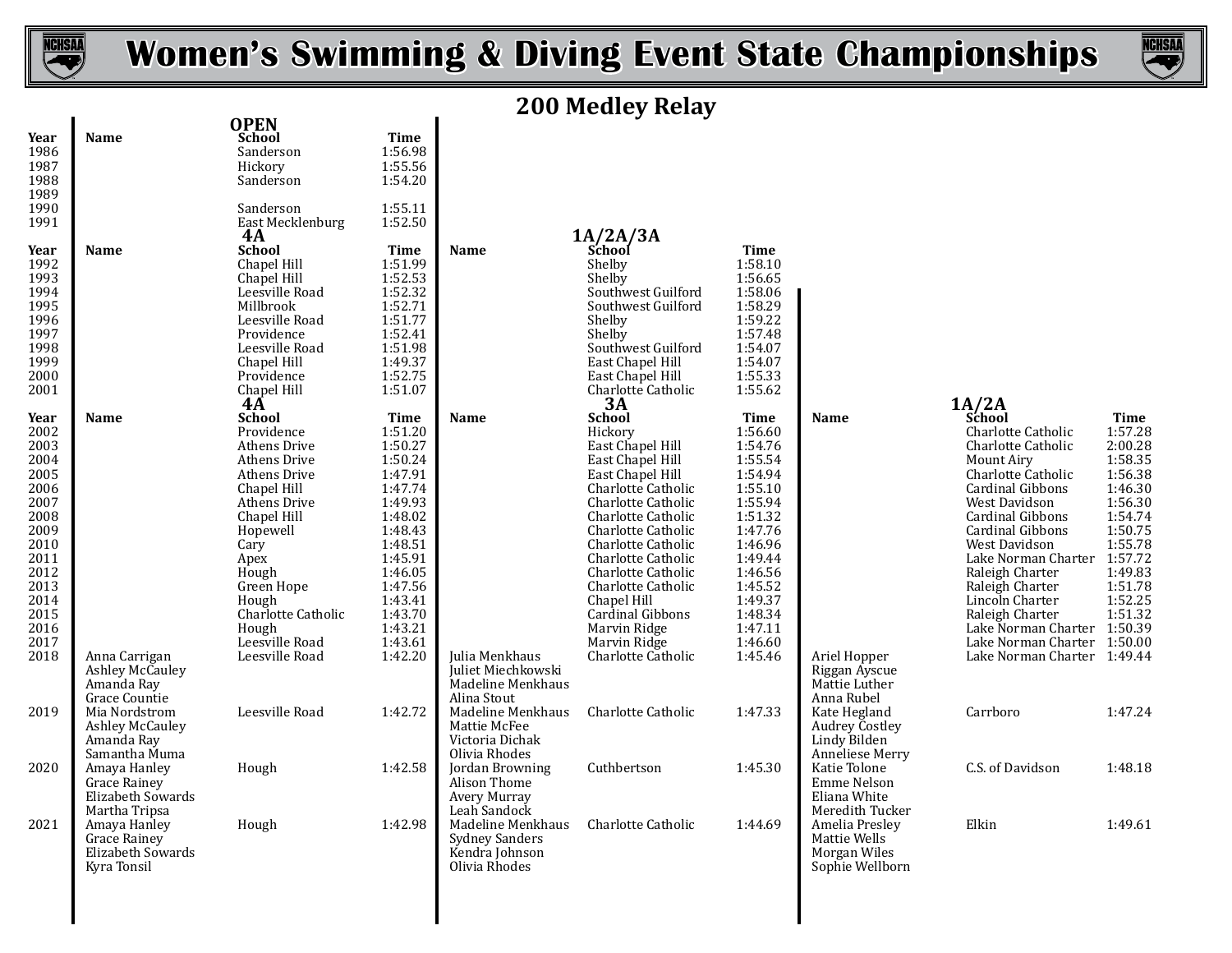# Women's Swimming & Diving Event State Championships

## 200 Medley Relay

### OPEN

| Year | Name | School | Time |
|---|---|---|---|
| 1986 | | Sanderson | 1:56.98 |
| 1987 | | Hickory | 1:55.56 |
| 1988 | | Sanderson | 1:54.20 |
| 1989 | | | |
| 1990 | | Sanderson | 1:55.11 |
| 1991 | | East Mecklenburg | 1:52.50 |

### 4A and 1A/2A/3A

| Year | Name | 4A School | Time | Name | 1A/2A/3A School | Time |
|---|---|---|---|---|---|---|
| 1992 | | Chapel Hill | 1:51.99 | | Shelby | 1:58.10 |
| 1993 | | Chapel Hill | 1:52.53 | | Shelby | 1:56.65 |
| 1994 | | Leesville Road | 1:52.32 | | Southwest Guilford | 1:58.06 |
| 1995 | | Millbrook | 1:52.71 | | Southwest Guilford | 1:58.29 |
| 1996 | | Leesville Road | 1:51.77 | | Shelby | 1:59.22 |
| 1997 | | Providence | 1:52.41 | | Shelby | 1:57.48 |
| 1998 | | Leesville Road | 1:51.98 | | Southwest Guilford | 1:54.07 |
| 1999 | | Chapel Hill | 1:49.37 | | East Chapel Hill | 1:54.07 |
| 2000 | | Providence | 1:52.75 | | East Chapel Hill | 1:55.33 |
| 2001 | | Chapel Hill | 1:51.07 | | Charlotte Catholic | 1:55.62 |

### 4A, 3A and 1A/2A

| Year | Name | 4A School | Time | Name | 3A School | Time | Name | 1A/2A School | Time |
|---|---|---|---|---|---|---|---|---|---|
| 2002 | | Providence | 1:51.20 | | Hickory | 1:56.60 | | Charlotte Catholic | 1:57.28 |
| 2003 | | Athens Drive | 1:50.27 | | East Chapel Hill | 1:54.76 | | Charlotte Catholic | 2:00.28 |
| 2004 | | Athens Drive | 1:50.24 | | East Chapel Hill | 1:55.54 | | Mount Airy | 1:58.35 |
| 2005 | | Athens Drive | 1:47.91 | | East Chapel Hill | 1:54.94 | | Charlotte Catholic | 1:56.38 |
| 2006 | | Chapel Hill | 1:47.74 | | Charlotte Catholic | 1:55.10 | | Cardinal Gibbons | 1:46.30 |
| 2007 | | Athens Drive | 1:49.93 | | Charlotte Catholic | 1:55.94 | | West Davidson | 1:56.30 |
| 2008 | | Chapel Hill | 1:48.02 | | Charlotte Catholic | 1:51.32 | | Cardinal Gibbons | 1:54.74 |
| 2009 | | Hopewell | 1:48.43 | | Charlotte Catholic | 1:47.76 | | Cardinal Gibbons | 1:50.75 |
| 2010 | | Cary | 1:48.51 | | Charlotte Catholic | 1:46.96 | | West Davidson | 1:55.78 |
| 2011 | | Apex | 1:45.91 | | Charlotte Catholic | 1:49.44 | | Lake Norman Charter | 1:57.72 |
| 2012 | | Hough | 1:46.05 | | Charlotte Catholic | 1:46.56 | | Raleigh Charter | 1:49.83 |
| 2013 | | Green Hope | 1:47.56 | | Charlotte Catholic | 1:45.52 | | Raleigh Charter | 1:51.78 |
| 2014 | | Hough | 1:43.41 | | Chapel Hill | 1:49.37 | | Lincoln Charter | 1:52.25 |
| 2015 | | Charlotte Catholic | 1:43.70 | | Cardinal Gibbons | 1:48.34 | | Raleigh Charter | 1:51.32 |
| 2016 | | Hough | 1:43.21 | | Marvin Ridge | 1:47.11 | | Lake Norman Charter | 1:50.39 |
| 2017 | | Leesville Road | 1:43.61 | | Marvin Ridge | 1:46.60 | | Lake Norman Charter | 1:50.00 |
| 2018 | Anna Carrigan, Ashley McCauley, Amanda Ray, Grace Countie | Leesville Road | 1:42.20 | Julia Menkhaus, Juliet Miechkowski, Madeline Menkhaus, Alina Stout | Charlotte Catholic | 1:45.46 | Ariel Hopper, Riggan Ayscue, Mattie Luther, Anna Rubel | Lake Norman Charter | 1:49.44 |
| 2019 | Mia Nordstrom, Ashley McCauley, Amanda Ray, Samantha Muma | Leesville Road | 1:42.72 | Madeline Menkhaus, Mattie McFee, Victoria Dichak, Olivia Rhodes | Charlotte Catholic | 1:47.33 | Kate Hegland, Audrey Costley, Lindy Bilden, Anneliese Merry | Carrboro | 1:47.24 |
| 2020 | Amaya Hanley, Grace Rainey, Elizabeth Sowards, Martha Tripsa | Hough | 1:42.58 | Jordan Browning, Alison Thome, Avery Murray, Leah Sandock | Cuthbertson | 1:45.30 | Katie Tolone, Emme Nelson, Eliana White, Meredith Tucker | C.S. of Davidson | 1:48.18 |
| 2021 | Amaya Hanley, Grace Rainey, Elizabeth Sowards, Kyra Tonsil | Hough | 1:42.98 | Madeline Menkhaus, Sydney Sanders, Kendra Johnson, Olivia Rhodes | Charlotte Catholic | 1:44.69 | Amelia Presley, Mattie Wells, Morgan Wiles, Sophie Wellborn | Elkin | 1:49.61 |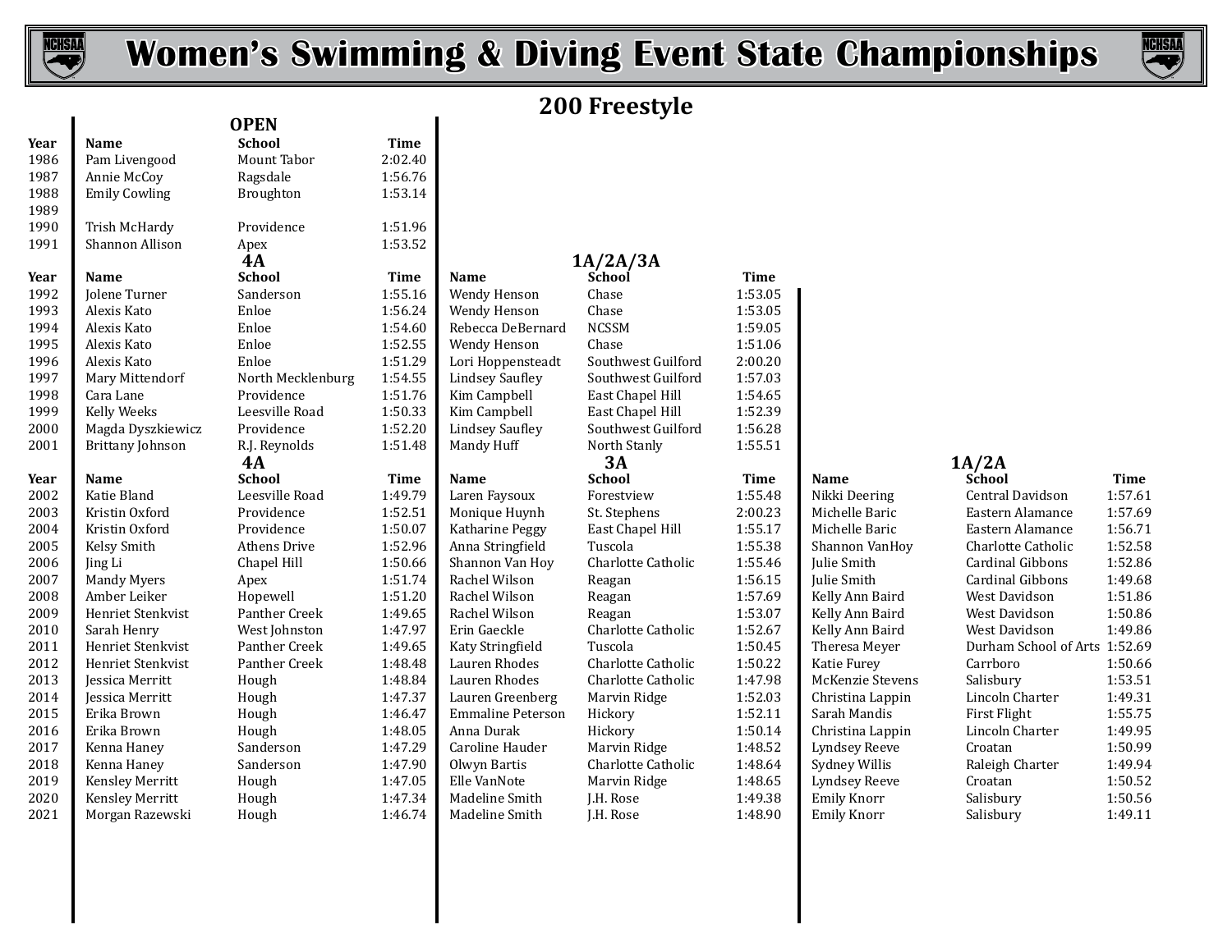# Women's Swimming & Diving Event State Championships

## 200 Freestyle

### OPEN

| Year | Name | School | Time |
|---|---|---|---|
| 1986 | Pam Livengood | Mount Tabor | 2:02.40 |
| 1987 | Annie McCoy | Ragsdale | 1:56.76 |
| 1988 | Emily Cowling | Broughton | 1:53.14 |
| 1989 | | | |
| 1990 | Trish McHardy | Providence | 1:51.96 |
| 1991 | Shannon Allison | Apex | 1:53.52 |

### 4A and 1A/2A/3A

| Year | 4A Name | 4A School | 4A Time | 1A/2A/3A Name | 1A/2A/3A School | 1A/2A/3A Time |
|---|---|---|---|---|---|---|
| 1992 | Jolene Turner | Sanderson | 1:55.16 | Wendy Henson | Chase | 1:53.05 |
| 1993 | Alexis Kato | Enloe | 1:56.24 | Wendy Henson | Chase | 1:53.05 |
| 1994 | Alexis Kato | Enloe | 1:54.60 | Rebecca DeBernard | NCSSM | 1:59.05 |
| 1995 | Alexis Kato | Enloe | 1:52.55 | Wendy Henson | Chase | 1:51.06 |
| 1996 | Alexis Kato | Enloe | 1:51.29 | Lori Hoppensteadt | Southwest Guilford | 2:00.20 |
| 1997 | Mary Mittendorf | North Mecklenburg | 1:54.55 | Lindsey Saufley | Southwest Guilford | 1:57.03 |
| 1998 | Cara Lane | Providence | 1:51.76 | Kim Campbell | East Chapel Hill | 1:54.65 |
| 1999 | Kelly Weeks | Leesville Road | 1:50.33 | Kim Campbell | East Chapel Hill | 1:52.39 |
| 2000 | Magda Dyszkiewicz | Providence | 1:52.20 | Lindsey Saufley | Southwest Guilford | 1:56.28 |
| 2001 | Brittany Johnson | R.J. Reynolds | 1:51.48 | Mandy Huff | North Stanly | 1:55.51 |

### 4A, 3A and 1A/2A

| Year | 4A Name | 4A School | 4A Time | 3A Name | 3A School | 3A Time | 1A/2A Name | 1A/2A School | 1A/2A Time |
|---|---|---|---|---|---|---|---|---|---|
| 2002 | Katie Bland | Leesville Road | 1:49.79 | Laren Faysoux | Forestview | 1:55.48 | Nikki Deering | Central Davidson | 1:57.61 |
| 2003 | Kristin Oxford | Providence | 1:52.51 | Monique Huynh | St. Stephens | 2:00.23 | Michelle Baric | Eastern Alamance | 1:57.69 |
| 2004 | Kristin Oxford | Providence | 1:50.07 | Katharine Peggy | East Chapel Hill | 1:55.17 | Michelle Baric | Eastern Alamance | 1:56.71 |
| 2005 | Kelsy Smith | Athens Drive | 1:52.96 | Anna Stringfield | Tuscola | 1:55.38 | Shannon VanHoy | Charlotte Catholic | 1:52.58 |
| 2006 | Jing Li | Chapel Hill | 1:50.66 | Shannon Van Hoy | Charlotte Catholic | 1:55.46 | Julie Smith | Cardinal Gibbons | 1:52.86 |
| 2007 | Mandy Myers | Apex | 1:51.74 | Rachel Wilson | Reagan | 1:56.15 | Julie Smith | Cardinal Gibbons | 1:49.68 |
| 2008 | Amber Leiker | Hopewell | 1:51.20 | Rachel Wilson | Reagan | 1:57.69 | Kelly Ann Baird | West Davidson | 1:51.86 |
| 2009 | Henriet Stenkvist | Panther Creek | 1:49.65 | Rachel Wilson | Reagan | 1:53.07 | Kelly Ann Baird | West Davidson | 1:50.86 |
| 2010 | Sarah Henry | West Johnston | 1:47.97 | Erin Gaeckle | Charlotte Catholic | 1:52.67 | Kelly Ann Baird | West Davidson | 1:49.86 |
| 2011 | Henriet Stenkvist | Panther Creek | 1:49.65 | Katy Stringfield | Tuscola | 1:50.45 | Theresa Meyer | Durham School of Arts | 1:52.69 |
| 2012 | Henriet Stenkvist | Panther Creek | 1:48.48 | Lauren Rhodes | Charlotte Catholic | 1:50.22 | Katie Furey | Carrboro | 1:50.66 |
| 2013 | Jessica Merritt | Hough | 1:48.84 | Lauren Rhodes | Charlotte Catholic | 1:47.98 | McKenzie Stevens | Salisbury | 1:53.51 |
| 2014 | Jessica Merritt | Hough | 1:47.37 | Lauren Greenberg | Marvin Ridge | 1:52.03 | Christina Lappin | Lincoln Charter | 1:49.31 |
| 2015 | Erika Brown | Hough | 1:46.47 | Emmaline Peterson | Hickory | 1:52.11 | Sarah Mandis | First Flight | 1:55.75 |
| 2016 | Erika Brown | Hough | 1:48.05 | Anna Durak | Hickory | 1:50.14 | Christina Lappin | Lincoln Charter | 1:49.95 |
| 2017 | Kenna Haney | Sanderson | 1:47.29 | Caroline Hauder | Marvin Ridge | 1:48.52 | Lyndsey Reeve | Croatan | 1:50.99 |
| 2018 | Kenna Haney | Sanderson | 1:47.90 | Olwyn Bartis | Charlotte Catholic | 1:48.64 | Sydney Willis | Raleigh Charter | 1:49.94 |
| 2019 | Kensley Merritt | Hough | 1:47.05 | Elle VanNote | Marvin Ridge | 1:48.65 | Lyndsey Reeve | Croatan | 1:50.52 |
| 2020 | Kensley Merritt | Hough | 1:47.34 | Madeline Smith | J.H. Rose | 1:49.38 | Emily Knorr | Salisbury | 1:50.56 |
| 2021 | Morgan Razewski | Hough | 1:46.74 | Madeline Smith | J.H. Rose | 1:48.90 | Emily Knorr | Salisbury | 1:49.11 |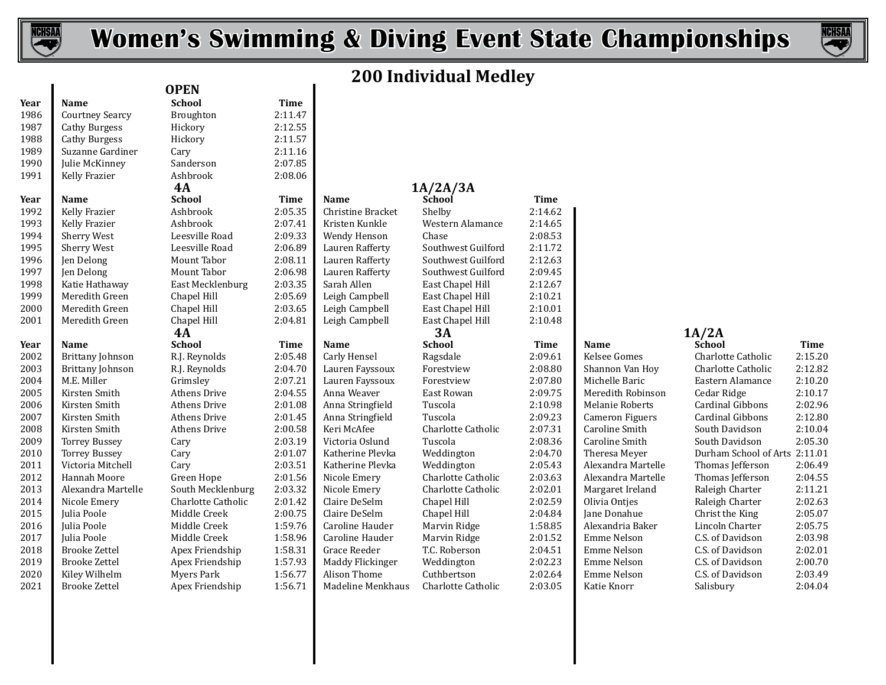# Women's Swimming & Diving Event State Championships

## 200 Individual Medley

### OPEN

| Year | Name | School | Time |
|---|---|---|---|
| 1986 | Courtney Searcy | Broughton | 2:11.47 |
| 1987 | Cathy Burgess | Hickory | 2:12.55 |
| 1988 | Cathy Burgess | Hickory | 2:11.57 |
| 1989 | Suzanne Gardiner | Cary | 2:11.16 |
| 1990 | Julie McKinney | Sanderson | 2:07.85 |
| 1991 | Kelly Frazier | Ashbrook | 2:08.06 |

### 4A and 1A/2A/3A (1992–2001)

| Year | 4A Name | 4A School | 4A Time | 1A/2A/3A Name | 1A/2A/3A School | 1A/2A/3A Time |
|---|---|---|---|---|---|---|
| 1992 | Kelly Frazier | Ashbrook | 2:05.35 | Christine Bracket | Shelby | 2:14.62 |
| 1993 | Kelly Frazier | Ashbrook | 2:07.41 | Kristen Kunkle | Western Alamance | 2:14.65 |
| 1994 | Sherry West | Leesville Road | 2:09.33 | Wendy Henson | Chase | 2:08.53 |
| 1995 | Sherry West | Leesville Road | 2:06.89 | Lauren Rafferty | Southwest Guilford | 2:11.72 |
| 1996 | Jen Delong | Mount Tabor | 2:08.11 | Lauren Rafferty | Southwest Guilford | 2:12.63 |
| 1997 | Jen Delong | Mount Tabor | 2:06.98 | Lauren Rafferty | Southwest Guilford | 2:09.45 |
| 1998 | Katie Hathaway | East Mecklenburg | 2:03.35 | Sarah Allen | East Chapel Hill | 2:12.67 |
| 1999 | Meredith Green | Chapel Hill | 2:05.69 | Leigh Campbell | East Chapel Hill | 2:10.21 |
| 2000 | Meredith Green | Chapel Hill | 2:03.65 | Leigh Campbell | East Chapel Hill | 2:10.01 |
| 2001 | Meredith Green | Chapel Hill | 2:04.81 | Leigh Campbell | East Chapel Hill | 2:10.48 |

### 4A, 3A and 1A/2A (2002–2021)

| Year | 4A Name | 4A School | 4A Time | 3A Name | 3A School | 3A Time | 1A/2A Name | 1A/2A School | 1A/2A Time |
|---|---|---|---|---|---|---|---|---|---|
| 2002 | Brittany Johnson | R.J. Reynolds | 2:05.48 | Carly Hensel | Ragsdale | 2:09.61 | Kelsee Gomes | Charlotte Catholic | 2:15.20 |
| 2003 | Brittany Johnson | R.J. Reynolds | 2:04.70 | Lauren Fayssoux | Forestview | 2:08.80 | Shannon Van Hoy | Charlotte Catholic | 2:12.82 |
| 2004 | M.E. Miller | Grimsley | 2:07.21 | Lauren Fayssoux | Forestview | 2:07.80 | Michelle Baric | Eastern Alamance | 2:10.20 |
| 2005 | Kirsten Smith | Athens Drive | 2:04.55 | Anna Weaver | East Rowan | 2:09.75 | Meredith Robinson | Cedar Ridge | 2:10.17 |
| 2006 | Kirsten Smith | Athens Drive | 2:01.08 | Anna Stringfield | Tuscola | 2:10.98 | Melanie Roberts | Cardinal Gibbons | 2:02.96 |
| 2007 | Kirsten Smith | Athens Drive | 2:01.45 | Anna Stringfield | Tuscola | 2:09.23 | Cameron Figuers | Cardinal Gibbons | 2:12.80 |
| 2008 | Kirsten Smith | Athens Drive | 2:00.58 | Keri McAfee | Charlotte Catholic | 2:07.31 | Caroline Smith | South Davidson | 2:10.04 |
| 2009 | Torrey Bussey | Cary | 2:03.19 | Victoria Oslund | Tuscola | 2:08.36 | Caroline Smith | South Davidson | 2:05.30 |
| 2010 | Torrey Bussey | Cary | 2:01.07 | Katherine Plevka | Weddington | 2:04.70 | Theresa Meyer | Durham School of Arts | 2:11.01 |
| 2011 | Victoria Mitchell | Cary | 2:03.51 | Katherine Plevka | Weddington | 2:05.43 | Alexandra Martelle | Thomas Jefferson | 2:06.49 |
| 2012 | Hannah Moore | Green Hope | 2:01.56 | Nicole Emery | Charlotte Catholic | 2:03.63 | Alexandra Martelle | Thomas Jefferson | 2:04.55 |
| 2013 | Alexandra Martelle | South Mecklenburg | 2:03.32 | Nicole Emery | Charlotte Catholic | 2:02.01 | Margaret Ireland | Raleigh Charter | 2:11.21 |
| 2014 | Nicole Emery | Charlotte Catholic | 2:01.42 | Claire DeSelm | Chapel Hill | 2:02.59 | Olivia Ontjes | Raleigh Charter | 2:02.63 |
| 2015 | Julia Poole | Middle Creek | 2:00.75 | Claire DeSelm | Chapel Hill | 2:04.84 | Jane Donahue | Christ the King | 2:05.07 |
| 2016 | Julia Poole | Middle Creek | 1:59.76 | Caroline Hauder | Marvin Ridge | 1:58.85 | Alexandria Baker | Lincoln Charter | 2:05.75 |
| 2017 | Julia Poole | Middle Creek | 1:58.96 | Caroline Hauder | Marvin Ridge | 2:01.52 | Emme Nelson | C.S. of Davidson | 2:03.98 |
| 2018 | Brooke Zettel | Apex Friendship | 1:58.31 | Grace Reeder | T.C. Roberson | 2:04.51 | Emme Nelson | C.S. of Davidson | 2:02.01 |
| 2019 | Brooke Zettel | Apex Friendship | 1:57.93 | Maddy Flickinger | Weddington | 2:02.23 | Emme Nelson | C.S. of Davidson | 2:00.70 |
| 2020 | Kiley Wilhelm | Myers Park | 1:56.77 | Alison Thome | Cuthbertson | 2:02.64 | Emme Nelson | C.S. of Davidson | 2:03.49 |
| 2021 | Brooke Zettel | Apex Friendship | 1:56.71 | Madeline Menkhaus | Charlotte Catholic | 2:03.05 | Katie Knorr | Salisbury | 2:04.04 |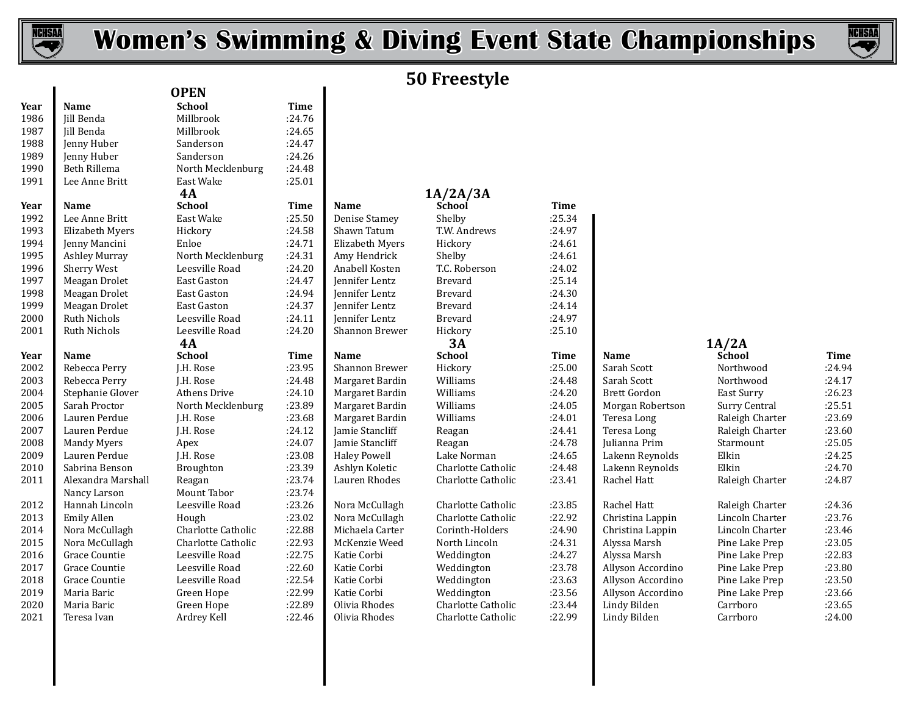# Women's Swimming & Diving Event State Championships

## 50 Freestyle

### OPEN

| Year | Name | School | Time |
|---|---|---|---|
| 1986 | Jill Benda | Millbrook | :24.76 |
| 1987 | Jill Benda | Millbrook | :24.65 |
| 1988 | Jenny Huber | Sanderson | :24.47 |
| 1989 | Jenny Huber | Sanderson | :24.26 |
| 1990 | Beth Rillema | North Mecklenburg | :24.48 |
| 1991 | Lee Anne Britt | East Wake | :25.01 |

### 4A and 1A/2A/3A

| Year | 4A Name | 4A School | 4A Time | 1A/2A/3A Name | 1A/2A/3A School | 1A/2A/3A Time |
|---|---|---|---|---|---|---|
| 1992 | Lee Anne Britt | East Wake | :25.50 | Denise Stamey | Shelby | :25.34 |
| 1993 | Elizabeth Myers | Hickory | :24.58 | Shawn Tatum | T.W. Andrews | :24.97 |
| 1994 | Jenny Mancini | Enloe | :24.71 | Elizabeth Myers | Hickory | :24.61 |
| 1995 | Ashley Murray | North Mecklenburg | :24.31 | Amy Hendrick | Shelby | :24.61 |
| 1996 | Sherry West | Leesville Road | :24.20 | Anabell Kosten | T.C. Roberson | :24.02 |
| 1997 | Meagan Drolet | East Gaston | :24.47 | Jennifer Lentz | Brevard | :25.14 |
| 1998 | Meagan Drolet | East Gaston | :24.94 | Jennifer Lentz | Brevard | :24.30 |
| 1999 | Meagan Drolet | East Gaston | :24.37 | Jennifer Lentz | Brevard | :24.14 |
| 2000 | Ruth Nichols | Leesville Road | :24.11 | Jennifer Lentz | Brevard | :24.97 |
| 2001 | Ruth Nichols | Leesville Road | :24.20 | Shannon Brewer | Hickory | :25.10 |

### 4A, 3A and 1A/2A

| Year | 4A Name | 4A School | 4A Time | 3A Name | 3A School | 3A Time | 1A/2A Name | 1A/2A School | 1A/2A Time |
|---|---|---|---|---|---|---|---|---|---|
| 2002 | Rebecca Perry | J.H. Rose | :23.95 | Shannon Brewer | Hickory | :25.00 | Sarah Scott | Northwood | :24.94 |
| 2003 | Rebecca Perry | J.H. Rose | :24.48 | Margaret Bardin | Williams | :24.48 | Sarah Scott | Northwood | :24.17 |
| 2004 | Stephanie Glover | Athens Drive | :24.10 | Margaret Bardin | Williams | :24.20 | Brett Gordon | East Surry | :26.23 |
| 2005 | Sarah Proctor | North Mecklenburg | :23.89 | Margaret Bardin | Williams | :24.05 | Morgan Robertson | Surry Central | :25.51 |
| 2006 | Lauren Perdue | J.H. Rose | :23.68 | Margaret Bardin | Williams | :24.01 | Teresa Long | Raleigh Charter | :23.69 |
| 2007 | Lauren Perdue | J.H. Rose | :24.12 | Jamie Stancliff | Reagan | :24.41 | Teresa Long | Raleigh Charter | :23.60 |
| 2008 | Mandy Myers | Apex | :24.07 | Jamie Stancliff | Reagan | :24.78 | Julianna Prim | Starmount | :25.05 |
| 2009 | Lauren Perdue | J.H. Rose | :23.08 | Haley Powell | Lake Norman | :24.65 | Lakenn Reynolds | Elkin | :24.25 |
| 2010 | Sabrina Benson | Broughton | :23.39 | Ashlyn Koletic | Charlotte Catholic | :24.48 | Lakenn Reynolds | Elkin | :24.70 |
| 2011 | Alexandra Marshall | Reagan | :23.74 | Lauren Rhodes | Charlotte Catholic | :23.41 | Rachel Hatt | Raleigh Charter | :24.87 |
| | Nancy Larson | Mount Tabor | :23.74 | | | | | | |
| 2012 | Hannah Lincoln | Leesville Road | :23.26 | Nora McCullagh | Charlotte Catholic | :23.85 | Rachel Hatt | Raleigh Charter | :24.36 |
| 2013 | Emily Allen | Hough | :23.02 | Nora McCullagh | Charlotte Catholic | :22.92 | Christina Lappin | Lincoln Charter | :23.76 |
| 2014 | Nora McCullagh | Charlotte Catholic | :22.88 | Michaela Carter | Corinth-Holders | :24.90 | Christina Lappin | Lincoln Charter | :23.46 |
| 2015 | Nora McCullagh | Charlotte Catholic | :22.93 | McKenzie Weed | North Lincoln | :24.31 | Alyssa Marsh | Pine Lake Prep | :23.05 |
| 2016 | Grace Countie | Leesville Road | :22.75 | Katie Corbi | Weddington | :24.27 | Alyssa Marsh | Pine Lake Prep | :22.83 |
| 2017 | Grace Countie | Leesville Road | :22.60 | Katie Corbi | Weddington | :23.78 | Allyson Accordino | Pine Lake Prep | :23.80 |
| 2018 | Grace Countie | Leesville Road | :22.54 | Katie Corbi | Weddington | :23.63 | Allyson Accordino | Pine Lake Prep | :23.50 |
| 2019 | Maria Baric | Green Hope | :22.99 | Katie Corbi | Weddington | :23.56 | Allyson Accordino | Pine Lake Prep | :23.66 |
| 2020 | Maria Baric | Green Hope | :22.89 | Olivia Rhodes | Charlotte Catholic | :23.44 | Lindy Bilden | Carrboro | :23.65 |
| 2021 | Teresa Ivan | Ardrey Kell | :22.46 | Olivia Rhodes | Charlotte Catholic | :22.99 | Lindy Bilden | Carrboro | :24.00 |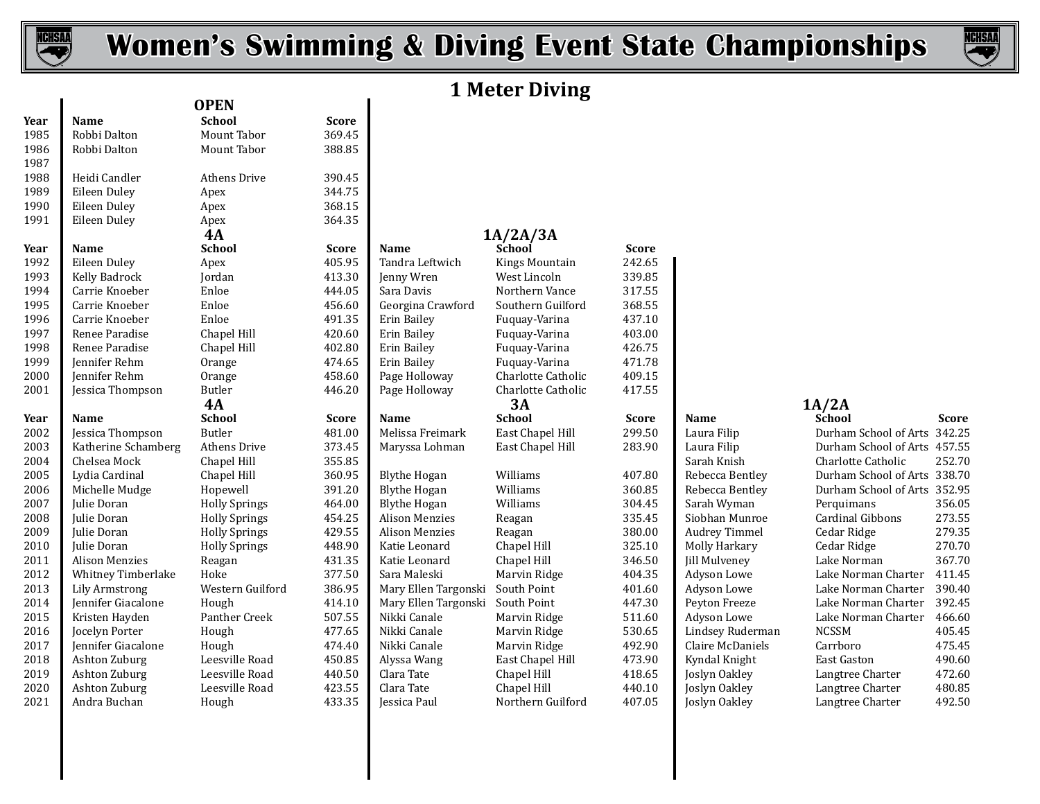# Women's Swimming & Diving Event State Championships

## 1 Meter Diving

### OPEN

| Year | Name | School | Score |
|---|---|---|---|
| 1985 | Robbi Dalton | Mount Tabor | 369.45 |
| 1986 | Robbi Dalton | Mount Tabor | 388.85 |
| 1987 | | | |
| 1988 | Heidi Candler | Athens Drive | 390.45 |
| 1989 | Eileen Duley | Apex | 344.75 |
| 1990 | Eileen Duley | Apex | 368.15 |
| 1991 | Eileen Duley | Apex | 364.35 |

### 4A and 1A/2A/3A

| Year | 4A Name | 4A School | 4A Score | 1A/2A/3A Name | 1A/2A/3A School | 1A/2A/3A Score |
|---|---|---|---|---|---|---|
| 1992 | Eileen Duley | Apex | 405.95 | Tandra Leftwich | Kings Mountain | 242.65 |
| 1993 | Kelly Badrock | Jordan | 413.30 | Jenny Wren | West Lincoln | 339.85 |
| 1994 | Carrie Knoeber | Enloe | 444.05 | Sara Davis | Northern Vance | 317.55 |
| 1995 | Carrie Knoeber | Enloe | 456.60 | Georgina Crawford | Southern Guilford | 368.55 |
| 1996 | Carrie Knoeber | Enloe | 491.35 | Erin Bailey | Fuquay-Varina | 437.10 |
| 1997 | Renee Paradise | Chapel Hill | 420.60 | Erin Bailey | Fuquay-Varina | 403.00 |
| 1998 | Renee Paradise | Chapel Hill | 402.80 | Erin Bailey | Fuquay-Varina | 426.75 |
| 1999 | Jennifer Rehm | Orange | 474.65 | Erin Bailey | Fuquay-Varina | 471.78 |
| 2000 | Jennifer Rehm | Orange | 458.60 | Page Holloway | Charlotte Catholic | 409.15 |
| 2001 | Jessica Thompson | Butler | 446.20 | Page Holloway | Charlotte Catholic | 417.55 |

### 4A, 3A and 1A/2A

| Year | 4A Name | 4A School | 4A Score | 3A Name | 3A School | 3A Score | 1A/2A Name | 1A/2A School | 1A/2A Score |
|---|---|---|---|---|---|---|---|---|---|
| 2002 | Jessica Thompson | Butler | 481.00 | Melissa Freimark | East Chapel Hill | 299.50 | Laura Filip | Durham School of Arts | 342.25 |
| 2003 | Katherine Schamberg | Athens Drive | 373.45 | Maryssa Lohman | East Chapel Hill | 283.90 | Laura Filip | Durham School of Arts | 457.55 |
| 2004 | Chelsea Mock | Chapel Hill | 355.85 | | | | Sarah Knish | Charlotte Catholic | 252.70 |
| 2005 | Lydia Cardinal | Chapel Hill | 360.95 | Blythe Hogan | Williams | 407.80 | Rebecca Bentley | Durham School of Arts | 338.70 |
| 2006 | Michelle Mudge | Hopewell | 391.20 | Blythe Hogan | Williams | 360.85 | Rebecca Bentley | Durham School of Arts | 352.95 |
| 2007 | Julie Doran | Holly Springs | 464.00 | Blythe Hogan | Williams | 304.45 | Sarah Wyman | Perquimans | 356.05 |
| 2008 | Julie Doran | Holly Springs | 454.25 | Alison Menzies | Reagan | 335.45 | Siobhan Munroe | Cardinal Gibbons | 273.55 |
| 2009 | Julie Doran | Holly Springs | 429.55 | Alison Menzies | Reagan | 380.00 | Audrey Timmel | Cedar Ridge | 279.35 |
| 2010 | Julie Doran | Holly Springs | 448.90 | Katie Leonard | Chapel Hill | 325.10 | Molly Harkary | Cedar Ridge | 270.70 |
| 2011 | Alison Menzies | Reagan | 431.35 | Katie Leonard | Chapel Hill | 346.50 | Jill Mulveney | Lake Norman | 367.70 |
| 2012 | Whitney Timberlake | Hoke | 377.50 | Sara Maleski | Marvin Ridge | 404.35 | Adyson Lowe | Lake Norman Charter | 411.45 |
| 2013 | Lily Armstrong | Western Guilford | 386.95 | Mary Ellen Targonski | South Point | 401.60 | Adyson Lowe | Lake Norman Charter | 390.40 |
| 2014 | Jennifer Giacalone | Hough | 414.10 | Mary Ellen Targonski | South Point | 447.30 | Peyton Freeze | Lake Norman Charter | 392.45 |
| 2015 | Kristen Hayden | Panther Creek | 507.55 | Nikki Canale | Marvin Ridge | 511.60 | Adyson Lowe | Lake Norman Charter | 466.60 |
| 2016 | Jocelyn Porter | Hough | 477.65 | Nikki Canale | Marvin Ridge | 530.65 | Lindsey Ruderman | NCSSM | 405.45 |
| 2017 | Jennifer Giacalone | Hough | 474.40 | Nikki Canale | Marvin Ridge | 492.90 | Claire McDaniels | Carrboro | 475.45 |
| 2018 | Ashton Zuburg | Leesville Road | 450.85 | Alyssa Wang | East Chapel Hill | 473.90 | Kyndal Knight | East Gaston | 490.60 |
| 2019 | Ashton Zuburg | Leesville Road | 440.50 | Clara Tate | Chapel Hill | 418.65 | Joslyn Oakley | Langtree Charter | 472.60 |
| 2020 | Ashton Zuburg | Leesville Road | 423.55 | Clara Tate | Chapel Hill | 440.10 | Joslyn Oakley | Langtree Charter | 480.85 |
| 2021 | Andra Buchan | Hough | 433.35 | Jessica Paul | Northern Guilford | 407.05 | Joslyn Oakley | Langtree Charter | 492.50 |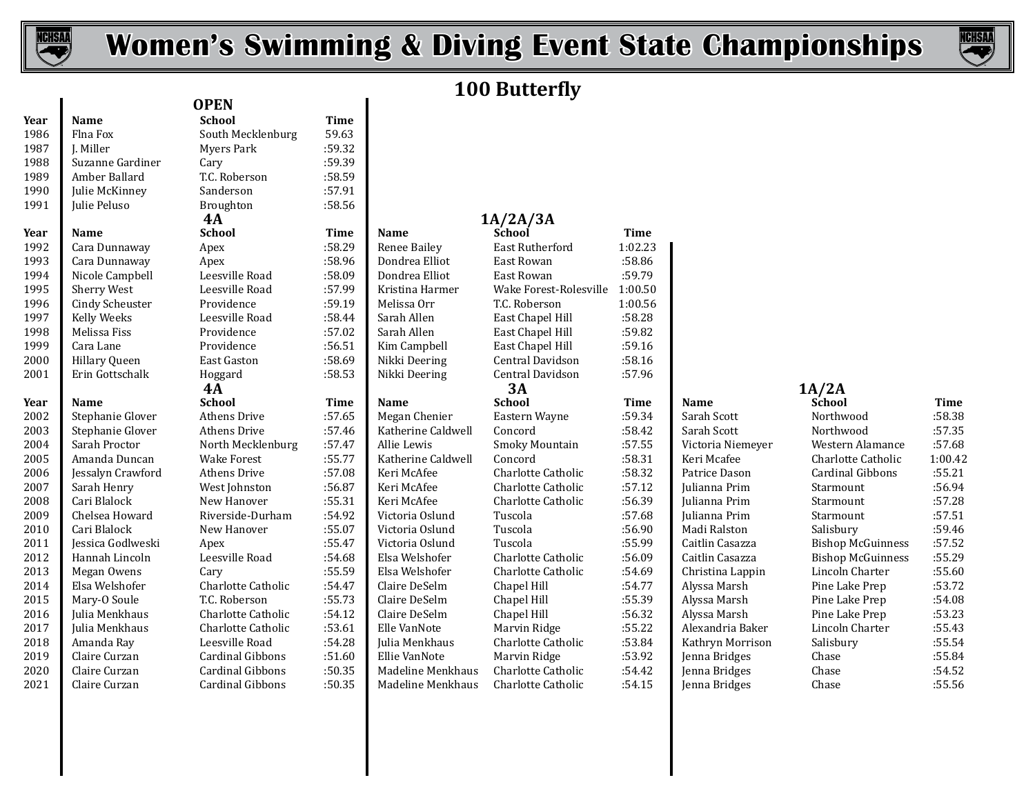# Women's Swimming & Diving Event State Championships

## 100 Butterfly

### OPEN

| Year | Name | School | Time |
|---|---|---|---|
| 1986 | Flna Fox | South Mecklenburg | 59.63 |
| 1987 | J. Miller | Myers Park | :59.32 |
| 1988 | Suzanne Gardiner | Cary | :59.39 |
| 1989 | Amber Ballard | T.C. Roberson | :58.59 |
| 1990 | Julie McKinney | Sanderson | :57.91 |
| 1991 | Julie Peluso | Broughton | :58.56 |

### 4A and 1A/2A/3A (1992–2001)

| Year | 4A Name | 4A School | 4A Time | 1A/2A/3A Name | 1A/2A/3A School | 1A/2A/3A Time |
|---|---|---|---|---|---|---|
| 1992 | Cara Dunnaway | Apex | :58.29 | Renee Bailey | East Rutherford | 1:02.23 |
| 1993 | Cara Dunnaway | Apex | :58.96 | Dondrea Elliot | East Rowan | :58.86 |
| 1994 | Nicole Campbell | Leesville Road | :58.09 | Dondrea Elliot | East Rowan | :59.79 |
| 1995 | Sherry West | Leesville Road | :57.99 | Kristina Harmer | Wake Forest-Rolesville | 1:00.50 |
| 1996 | Cindy Scheuster | Providence | :59.19 | Melissa Orr | T.C. Roberson | 1:00.56 |
| 1997 | Kelly Weeks | Leesville Road | :58.44 | Sarah Allen | East Chapel Hill | :58.28 |
| 1998 | Melissa Fiss | Providence | :57.02 | Sarah Allen | East Chapel Hill | :59.82 |
| 1999 | Cara Lane | Providence | :56.51 | Kim Campbell | East Chapel Hill | :59.16 |
| 2000 | Hillary Queen | East Gaston | :58.69 | Nikki Deering | Central Davidson | :58.16 |
| 2001 | Erin Gottschalk | Hoggard | :58.53 | Nikki Deering | Central Davidson | :57.96 |

### 4A, 3A and 1A/2A (2002–2021)

| Year | 4A Name | 4A School | 4A Time | 3A Name | 3A School | 3A Time | 1A/2A Name | 1A/2A School | 1A/2A Time |
|---|---|---|---|---|---|---|---|---|---|
| 2002 | Stephanie Glover | Athens Drive | :57.65 | Megan Chenier | Eastern Wayne | :59.34 | Sarah Scott | Northwood | :58.38 |
| 2003 | Stephanie Glover | Athens Drive | :57.46 | Katherine Caldwell | Concord | :58.42 | Sarah Scott | Northwood | :57.35 |
| 2004 | Sarah Proctor | North Mecklenburg | :57.47 | Allie Lewis | Smoky Mountain | :57.55 | Victoria Niemeyer | Western Alamance | :57.68 |
| 2005 | Amanda Duncan | Wake Forest | :55.77 | Katherine Caldwell | Concord | :58.31 | Keri Mcafee | Charlotte Catholic | 1:00.42 |
| 2006 | Jessalyn Crawford | Athens Drive | :57.08 | Keri McAfee | Charlotte Catholic | :58.32 | Patrice Dason | Cardinal Gibbons | :55.21 |
| 2007 | Sarah Henry | West Johnston | :56.87 | Keri McAfee | Charlotte Catholic | :57.12 | Julianna Prim | Starmount | :56.94 |
| 2008 | Cari Blalock | New Hanover | :55.31 | Keri McAfee | Charlotte Catholic | :56.39 | Julianna Prim | Starmount | :57.28 |
| 2009 | Chelsea Howard | Riverside-Durham | :54.92 | Victoria Oslund | Tuscola | :57.68 | Julianna Prim | Starmount | :57.51 |
| 2010 | Cari Blalock | New Hanover | :55.07 | Victoria Oslund | Tuscola | :56.90 | Madi Ralston | Salisbury | :59.46 |
| 2011 | Jessica Godlweski | Apex | :55.47 | Victoria Oslund | Tuscola | :55.99 | Caitlin Casazza | Bishop McGuinness | :57.52 |
| 2012 | Hannah Lincoln | Leesville Road | :54.68 | Elsa Welshofer | Charlotte Catholic | :56.09 | Caitlin Casazza | Bishop McGuinness | :55.29 |
| 2013 | Megan Owens | Cary | :55.59 | Elsa Welshofer | Charlotte Catholic | :54.69 | Christina Lappin | Lincoln Charter | :55.60 |
| 2014 | Elsa Welshofer | Charlotte Catholic | :54.47 | Claire DeSelm | Chapel Hill | :54.77 | Alyssa Marsh | Pine Lake Prep | :53.72 |
| 2015 | Mary-O Soule | T.C. Roberson | :55.73 | Claire DeSelm | Chapel Hill | :55.39 | Alyssa Marsh | Pine Lake Prep | :54.08 |
| 2016 | Julia Menkhaus | Charlotte Catholic | :54.12 | Claire DeSelm | Chapel Hill | :56.32 | Alyssa Marsh | Pine Lake Prep | :53.23 |
| 2017 | Julia Menkhaus | Charlotte Catholic | :53.61 | Elle VanNote | Marvin Ridge | :55.22 | Alexandria Baker | Lincoln Charter | :55.43 |
| 2018 | Amanda Ray | Leesville Road | :54.28 | Julia Menkhaus | Charlotte Catholic | :53.84 | Kathryn Morrison | Salisbury | :55.54 |
| 2019 | Claire Curzan | Cardinal Gibbons | :51.60 | Ellie VanNote | Marvin Ridge | :53.92 | Jenna Bridges | Chase | :55.84 |
| 2020 | Claire Curzan | Cardinal Gibbons | :50.35 | Madeline Menkhaus | Charlotte Catholic | :54.42 | Jenna Bridges | Chase | :54.52 |
| 2021 | Claire Curzan | Cardinal Gibbons | :50.35 | Madeline Menkhaus | Charlotte Catholic | :54.15 | Jenna Bridges | Chase | :55.56 |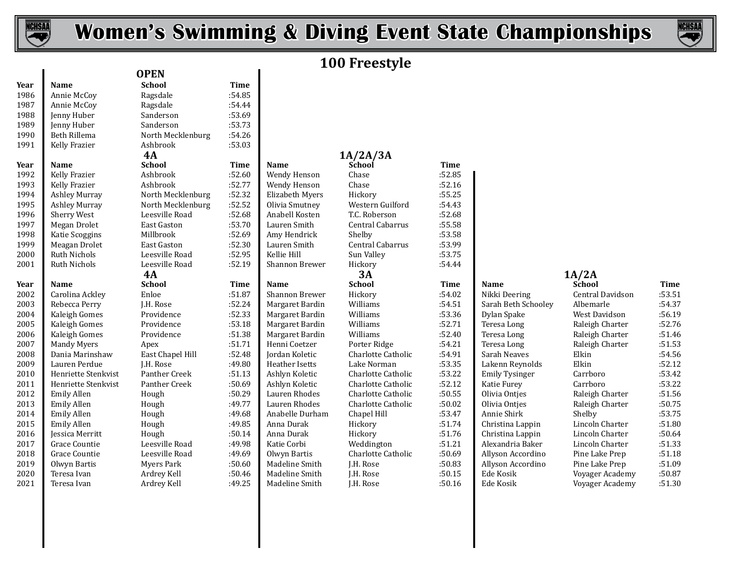# Women's Swimming & Diving Event State Championships

## 100 Freestyle

### OPEN

| Year | Name | School | Time |
|---|---|---|---|
| 1986 | Annie McCoy | Ragsdale | :54.85 |
| 1987 | Annie McCoy | Ragsdale | :54.44 |
| 1988 | Jenny Huber | Sanderson | :53.69 |
| 1989 | Jenny Huber | Sanderson | :53.73 |
| 1990 | Beth Rillema | North Mecklenburg | :54.26 |
| 1991 | Kelly Frazier | Ashbrook | :53.03 |

### 4A and 1A/2A/3A

| Year | 4A Name | 4A School | 4A Time | 1A/2A/3A Name | 1A/2A/3A School | 1A/2A/3A Time |
|---|---|---|---|---|---|---|
| 1992 | Kelly Frazier | Ashbrook | :52.60 | Wendy Henson | Chase | :52.85 |
| 1993 | Kelly Frazier | Ashbrook | :52.77 | Wendy Henson | Chase | :52.16 |
| 1994 | Ashley Murray | North Mecklenburg | :52.32 | Elizabeth Myers | Hickory | :55.25 |
| 1995 | Ashley Murray | North Mecklenburg | :52.52 | Olivia Smutney | Western Guilford | :54.43 |
| 1996 | Sherry West | Leesville Road | :52.68 | Anabell Kosten | T.C. Roberson | :52.68 |
| 1997 | Megan Drolet | East Gaston | :53.70 | Lauren Smith | Central Cabarrus | :55.58 |
| 1998 | Katie Scoggins | Millbrook | :52.69 | Amy Hendrick | Shelby | :53.58 |
| 1999 | Meagan Drolet | East Gaston | :52.30 | Lauren Smith | Central Cabarrus | :53.99 |
| 2000 | Ruth Nichols | Leesville Road | :52.95 | Kellie Hill | Sun Valley | :53.75 |
| 2001 | Ruth Nichols | Leesville Road | :52.19 | Shannon Brewer | Hickory | :54.44 |

### 4A, 3A and 1A/2A

| Year | 4A Name | 4A School | 4A Time | 3A Name | 3A School | 3A Time | 1A/2A Name | 1A/2A School | 1A/2A Time |
|---|---|---|---|---|---|---|---|---|---|
| 2002 | Carolina Ackley | Enloe | :51.87 | Shannon Brewer | Hickory | :54.02 | Nikki Deering | Central Davidson | :53.51 |
| 2003 | Rebecca Perry | J.H. Rose | :52.24 | Margaret Bardin | Williams | :54.51 | Sarah Beth Schooley | Albemarle | :54.37 |
| 2004 | Kaleigh Gomes | Providence | :52.33 | Margaret Bardin | Williams | :53.36 | Dylan Spake | West Davidson | :56.19 |
| 2005 | Kaleigh Gomes | Providence | :53.18 | Margaret Bardin | Williams | :52.71 | Teresa Long | Raleigh Charter | :52.76 |
| 2006 | Kaleigh Gomes | Providence | :51.38 | Margaret Bardin | Williams | :52.40 | Teresa Long | Raleigh Charter | :51.46 |
| 2007 | Mandy Myers | Apex | :51.71 | Henni Coetzer | Porter Ridge | :54.21 | Teresa Long | Raleigh Charter | :51.53 |
| 2008 | Dania Marinshaw | East Chapel Hill | :52.48 | Jordan Koletic | Charlotte Catholic | :54.91 | Sarah Neaves | Elkin | :54.56 |
| 2009 | Lauren Perdue | J.H. Rose | :49.80 | Heather Isetts | Lake Norman | :53.35 | Lakenn Reynolds | Elkin | :52.12 |
| 2010 | Henriette Stenkvist | Panther Creek | :51.13 | Ashlyn Koletic | Charlotte Catholic | :53.22 | Emily Tysinger | Carrboro | :53.42 |
| 2011 | Henriette Stenkvist | Panther Creek | :50.69 | Ashlyn Koletic | Charlotte Catholic | :52.12 | Katie Furey | Carrboro | :53.22 |
| 2012 | Emily Allen | Hough | :50.29 | Lauren Rhodes | Charlotte Catholic | :50.55 | Olivia Ontjes | Raleigh Charter | :51.56 |
| 2013 | Emily Allen | Hough | :49.77 | Lauren Rhodes | Charlotte Catholic | :50.02 | Olivia Ontjes | Raleigh Charter | :50.75 |
| 2014 | Emily Allen | Hough | :49.68 | Anabelle Durham | Chapel Hill | :53.47 | Annie Shirk | Shelby | :53.75 |
| 2015 | Emily Allen | Hough | :49.85 | Anna Durak | Hickory | :51.74 | Christina Lappin | Lincoln Charter | :51.80 |
| 2016 | Jessica Merritt | Hough | :50.14 | Anna Durak | Hickory | :51.76 | Christina Lappin | Lincoln Charter | :50.64 |
| 2017 | Grace Countie | Leesville Road | :49.98 | Katie Corbi | Weddington | :51.21 | Alexandria Baker | Lincoln Charter | :51.33 |
| 2018 | Grace Countie | Leesville Road | :49.69 | Olwyn Bartis | Charlotte Catholic | :50.69 | Allyson Accordino | Pine Lake Prep | :51.18 |
| 2019 | Olwyn Bartis | Myers Park | :50.60 | Madeline Smith | J.H. Rose | :50.83 | Allyson Accordino | Pine Lake Prep | :51.09 |
| 2020 | Teresa Ivan | Ardrey Kell | :50.46 | Madeline Smith | J.H. Rose | :50.15 | Ede Kosik | Voyager Academy | :50.87 |
| 2021 | Teresa Ivan | Ardrey Kell | :49.25 | Madeline Smith | J.H. Rose | :50.16 | Ede Kosik | Voyager Academy | :51.30 |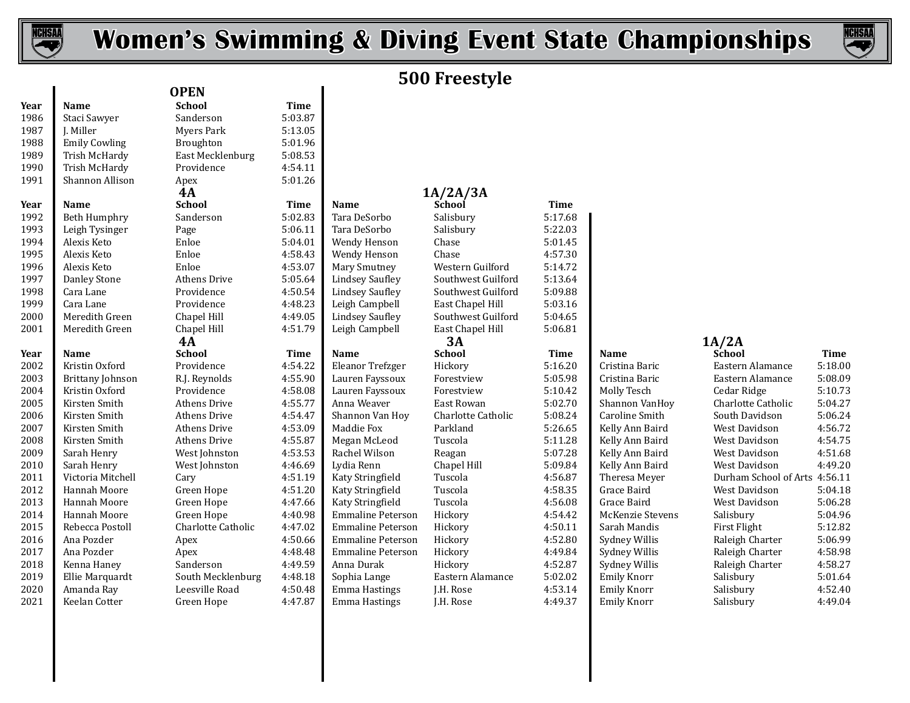# Women's Swimming & Diving Event State Championships

## 500 Freestyle

### OPEN

| Year | Name | School | Time |
|---|---|---|---|
| 1986 | Staci Sawyer | Sanderson | 5:03.87 |
| 1987 | J. Miller | Myers Park | 5:13.05 |
| 1988 | Emily Cowling | Broughton | 5:01.96 |
| 1989 | Trish McHardy | East Mecklenburg | 5:08.53 |
| 1990 | Trish McHardy | Providence | 4:54.11 |
| 1991 | Shannon Allison | Apex | 5:01.26 |

### 4A and 1A/2A/3A (1992–2001)

| Year | 4A Name | 4A School | 4A Time | 1A/2A/3A Name | 1A/2A/3A School | 1A/2A/3A Time |
|---|---|---|---|---|---|---|
| 1992 | Beth Humphry | Sanderson | 5:02.83 | Tara DeSorbo | Salisbury | 5:17.68 |
| 1993 | Leigh Tysinger | Page | 5:06.11 | Tara DeSorbo | Salisbury | 5:22.03 |
| 1994 | Alexis Keto | Enloe | 5:04.01 | Wendy Henson | Chase | 5:01.45 |
| 1995 | Alexis Keto | Enloe | 4:58.43 | Wendy Henson | Chase | 4:57.30 |
| 1996 | Alexis Keto | Enloe | 4:53.07 | Mary Smutney | Western Guilford | 5:14.72 |
| 1997 | Danley Stone | Athens Drive | 5:05.64 | Lindsey Saufley | Southwest Guilford | 5:13.64 |
| 1998 | Cara Lane | Providence | 4:50.54 | Lindsey Saufley | Southwest Guilford | 5:09.88 |
| 1999 | Cara Lane | Providence | 4:48.23 | Leigh Campbell | East Chapel Hill | 5:03.16 |
| 2000 | Meredith Green | Chapel Hill | 4:49.05 | Lindsey Saufley | Southwest Guilford | 5:04.65 |
| 2001 | Meredith Green | Chapel Hill | 4:51.79 | Leigh Campbell | East Chapel Hill | 5:06.81 |

### 4A, 3A and 1A/2A (2002–2021)

| Year | 4A Name | 4A School | 4A Time | 3A Name | 3A School | 3A Time | 1A/2A Name | 1A/2A School | 1A/2A Time |
|---|---|---|---|---|---|---|---|---|---|
| 2002 | Kristin Oxford | Providence | 4:54.22 | Eleanor Trefzger | Hickory | 5:16.20 | Cristina Baric | Eastern Alamance | 5:18.00 |
| 2003 | Brittany Johnson | R.J. Reynolds | 4:55.90 | Lauren Fayssoux | Forestview | 5:05.98 | Cristina Baric | Eastern Alamance | 5:08.09 |
| 2004 | Kristin Oxford | Providence | 4:58.08 | Lauren Fayssoux | Forestview | 5:10.42 | Molly Tesch | Cedar Ridge | 5:10.73 |
| 2005 | Kirsten Smith | Athens Drive | 4:55.77 | Anna Weaver | East Rowan | 5:02.70 | Shannon VanHoy | Charlotte Catholic | 5:04.27 |
| 2006 | Kirsten Smith | Athens Drive | 4:54.47 | Shannon Van Hoy | Charlotte Catholic | 5:08.24 | Caroline Smith | South Davidson | 5:06.24 |
| 2007 | Kirsten Smith | Athens Drive | 4:53.09 | Maddie Fox | Parkland | 5:26.65 | Kelly Ann Baird | West Davidson | 4:56.72 |
| 2008 | Kirsten Smith | Athens Drive | 4:55.87 | Megan McLeod | Tuscola | 5:11.28 | Kelly Ann Baird | West Davidson | 4:54.75 |
| 2009 | Sarah Henry | West Johnston | 4:53.53 | Rachel Wilson | Reagan | 5:07.28 | Kelly Ann Baird | West Davidson | 4:51.68 |
| 2010 | Sarah Henry | West Johnston | 4:46.69 | Lydia Renn | Chapel Hill | 5:09.84 | Kelly Ann Baird | West Davidson | 4:49.20 |
| 2011 | Victoria Mitchell | Cary | 4:51.19 | Katy Stringfield | Tuscola | 4:56.87 | Theresa Meyer | Durham School of Arts | 4:56.11 |
| 2012 | Hannah Moore | Green Hope | 4:51.20 | Katy Stringfield | Tuscola | 4:58.35 | Grace Baird | West Davidson | 5:04.18 |
| 2013 | Hannah Moore | Green Hope | 4:47.66 | Katy Stringfield | Tuscola | 4:56.08 | Grace Baird | West Davidson | 5:06.28 |
| 2014 | Hannah Moore | Green Hope | 4:40.98 | Emmaline Peterson | Hickory | 4:54.42 | McKenzie Stevens | Salisbury | 5:04.96 |
| 2015 | Rebecca Postoll | Charlotte Catholic | 4:47.02 | Emmaline Peterson | Hickory | 4:50.11 | Sarah Mandis | First Flight | 5:12.82 |
| 2016 | Ana Pozder | Apex | 4:50.66 | Emmaline Peterson | Hickory | 4:52.80 | Sydney Willis | Raleigh Charter | 5:06.99 |
| 2017 | Ana Pozder | Apex | 4:48.48 | Emmaline Peterson | Hickory | 4:49.84 | Sydney Willis | Raleigh Charter | 4:58.98 |
| 2018 | Kenna Haney | Sanderson | 4:49.59 | Anna Durak | Hickory | 4:52.87 | Sydney Willis | Raleigh Charter | 4:58.27 |
| 2019 | Ellie Marquardt | South Mecklenburg | 4:48.18 | Sophia Lange | Eastern Alamance | 5:02.02 | Emily Knorr | Salisbury | 5:01.64 |
| 2020 | Amanda Ray | Leesville Road | 4:50.48 | Emma Hastings | J.H. Rose | 4:53.14 | Emily Knorr | Salisbury | 4:52.40 |
| 2021 | Keelan Cotter | Green Hope | 4:47.87 | Emma Hastings | J.H. Rose | 4:49.37 | Emily Knorr | Salisbury | 4:49.04 |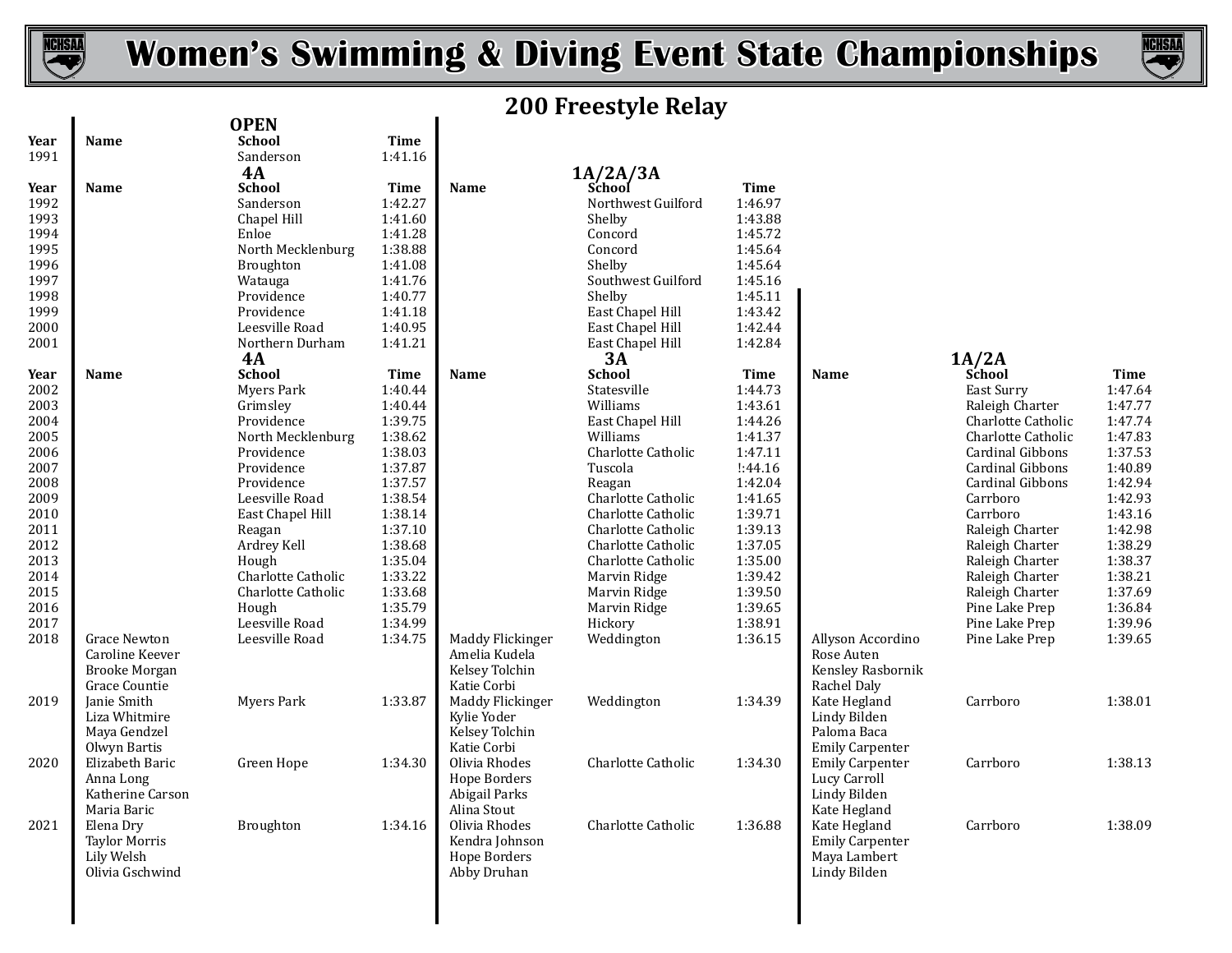# Women's Swimming & Diving Event State Championships

## 200 Freestyle Relay

### OPEN

| Year | Name | School | Time |
|---|---|---|---|
| 1991 | | Sanderson | 1:41.16 |

### 4A / 1A/2A/3A (1992–2001)

| Year | 4A Name | 4A School | 4A Time | 1A/2A/3A Name | 1A/2A/3A School | 1A/2A/3A Time |
|---|---|---|---|---|---|---|
| 1992 | | Sanderson | 1:42.27 | | Northwest Guilford | 1:46.97 |
| 1993 | | Chapel Hill | 1:41.60 | | Shelby | 1:43.88 |
| 1994 | | Enloe | 1:41.28 | | Concord | 1:45.72 |
| 1995 | | North Mecklenburg | 1:38.88 | | Concord | 1:45.64 |
| 1996 | | Broughton | 1:41.08 | | Shelby | 1:45.64 |
| 1997 | | Watauga | 1:41.76 | | Southwest Guilford | 1:45.16 |
| 1998 | | Providence | 1:40.77 | | Shelby | 1:45.11 |
| 1999 | | Providence | 1:41.18 | | East Chapel Hill | 1:43.42 |
| 2000 | | Leesville Road | 1:40.95 | | East Chapel Hill | 1:42.44 |
| 2001 | | Northern Durham | 1:41.21 | | East Chapel Hill | 1:42.84 |

### 4A / 3A / 1A/2A (2002–present)

| Year | 4A Name | 4A School | 4A Time | 3A Name | 3A School | 3A Time | 1A/2A Name | 1A/2A School | 1A/2A Time |
|---|---|---|---|---|---|---|---|---|---|
| 2002 | | Myers Park | 1:40.44 | | Statesville | 1:44.73 | | East Surry | 1:47.64 |
| 2003 | | Grimsley | 1:40.44 | | Williams | 1:43.61 | | Raleigh Charter | 1:47.77 |
| 2004 | | Providence | 1:39.75 | | East Chapel Hill | 1:44.26 | | Charlotte Catholic | 1:47.74 |
| 2005 | | North Mecklenburg | 1:38.62 | | Williams | 1:41.37 | | Charlotte Catholic | 1:47.83 |
| 2006 | | Providence | 1:38.03 | | Charlotte Catholic | 1:47.11 | | Cardinal Gibbons | 1:37.53 |
| 2007 | | Providence | 1:37.87 | | Tuscola | !:44.16 | | Cardinal Gibbons | 1:40.89 |
| 2008 | | Providence | 1:37.57 | | Reagan | 1:42.04 | | Cardinal Gibbons | 1:42.94 |
| 2009 | | Leesville Road | 1:38.54 | | Charlotte Catholic | 1:41.65 | | Carrboro | 1:42.93 |
| 2010 | | East Chapel Hill | 1:38.14 | | Charlotte Catholic | 1:39.71 | | Carrboro | 1:43.16 |
| 2011 | | Reagan | 1:37.10 | | Charlotte Catholic | 1:39.13 | | Raleigh Charter | 1:42.98 |
| 2012 | | Ardrey Kell | 1:38.68 | | Charlotte Catholic | 1:37.05 | | Raleigh Charter | 1:38.29 |
| 2013 | | Hough | 1:35.04 | | Charlotte Catholic | 1:35.00 | | Raleigh Charter | 1:38.37 |
| 2014 | | Charlotte Catholic | 1:33.22 | | Marvin Ridge | 1:39.42 | | Raleigh Charter | 1:38.21 |
| 2015 | | Charlotte Catholic | 1:33.68 | | Marvin Ridge | 1:39.50 | | Raleigh Charter | 1:37.69 |
| 2016 | | Hough | 1:35.79 | | Marvin Ridge | 1:39.65 | | Pine Lake Prep | 1:36.84 |
| 2017 | | Leesville Road | 1:34.99 | | Hickory | 1:38.91 | | Pine Lake Prep | 1:39.96 |
| 2018 | Grace Newton, Caroline Keever, Brooke Morgan, Grace Countie | Leesville Road | 1:34.75 | Maddy Flickinger, Amelia Kudela, Kelsey Tolchin, Katie Corbi | Weddington | 1:36.15 | Allyson Accordino, Rose Auten, Kensley Rasbornik, Rachel Daly | Pine Lake Prep | 1:39.65 |
| 2019 | Janie Smith, Liza Whitmire, Maya Gendzel, Olwyn Bartis | Myers Park | 1:33.87 | Maddy Flickinger, Kylie Yoder, Kelsey Tolchin, Katie Corbi | Weddington | 1:34.39 | Kate Hegland, Lindy Bilden, Paloma Baca, Emily Carpenter | Carrboro | 1:38.01 |
| 2020 | Elizabeth Baric, Anna Long, Katherine Carson, Maria Baric | Green Hope | 1:34.30 | Olivia Rhodes, Hope Borders, Abigail Parks, Alina Stout | Charlotte Catholic | 1:34.30 | Emily Carpenter, Lucy Carroll, Lindy Bilden, Kate Hegland | Carrboro | 1:38.13 |
| 2021 | Elena Dry, Taylor Morris, Lily Welsh, Olivia Gschwind | Broughton | 1:34.16 | Olivia Rhodes, Kendra Johnson, Hope Borders, Abby Druhan | Charlotte Catholic | 1:36.88 | Kate Hegland, Emily Carpenter, Maya Lambert, Lindy Bilden | Carrboro | 1:38.09 |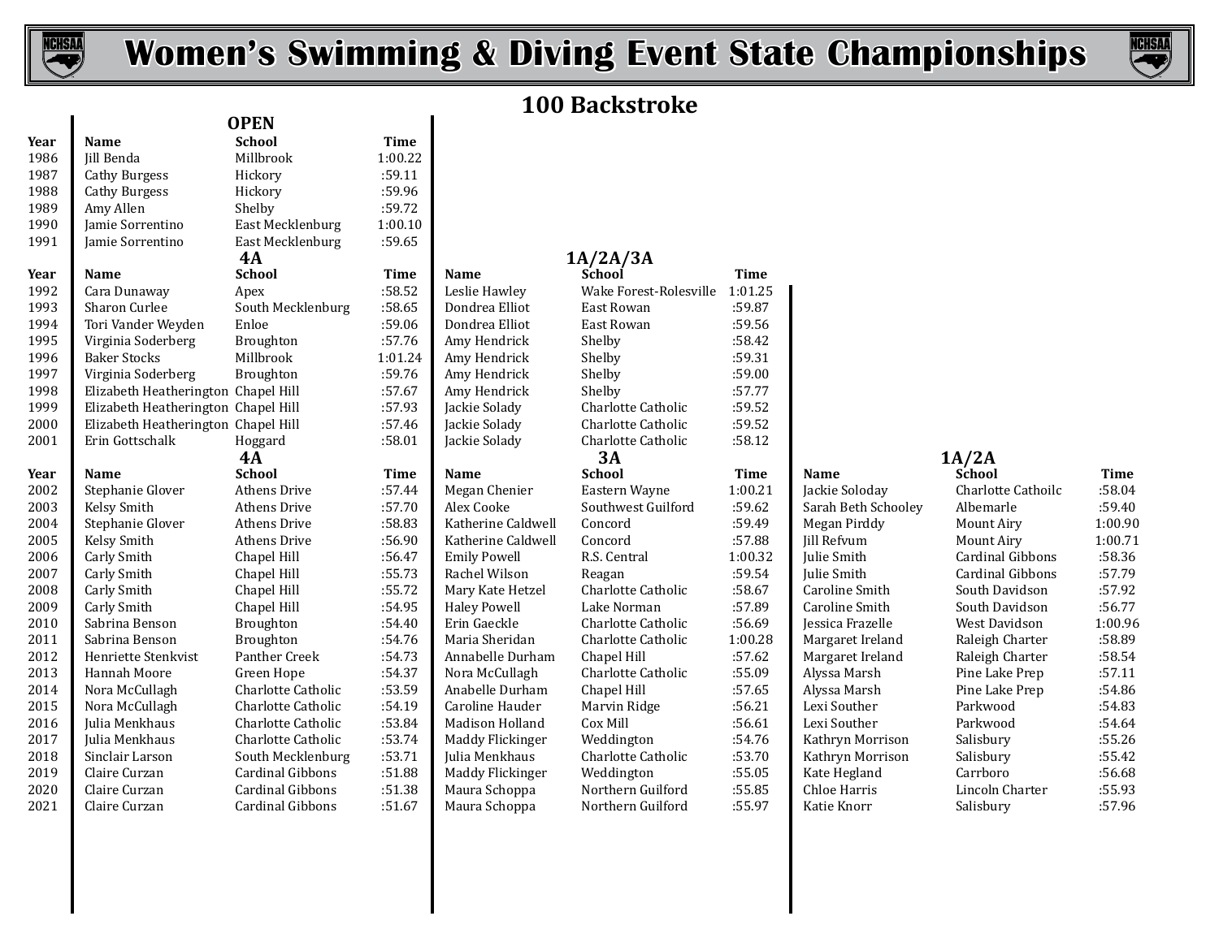# Women's Swimming & Diving Event State Championships

## 100 Backstroke

### OPEN

| Year | Name | School | Time |
|---|---|---|---|
| 1986 | Jill Benda | Millbrook | 1:00.22 |
| 1987 | Cathy Burgess | Hickory | :59.11 |
| 1988 | Cathy Burgess | Hickory | :59.96 |
| 1989 | Amy Allen | Shelby | :59.72 |
| 1990 | Jamie Sorrentino | East Mecklenburg | 1:00.10 |
| 1991 | Jamie Sorrentino | East Mecklenburg | :59.65 |

### 4A and 1A/2A/3A

| Year | 4A Name | 4A School | 4A Time | 1A/2A/3A Name | 1A/2A/3A School | 1A/2A/3A Time |
|---|---|---|---|---|---|---|
| 1992 | Cara Dunaway | Apex | :58.52 | Leslie Hawley | Wake Forest-Rolesville | 1:01.25 |
| 1993 | Sharon Curlee | South Mecklenburg | :58.65 | Dondrea Elliot | East Rowan | :59.87 |
| 1994 | Tori Vander Weyden | Enloe | :59.06 | Dondrea Elliot | East Rowan | :59.56 |
| 1995 | Virginia Soderberg | Broughton | :57.76 | Amy Hendrick | Shelby | :58.42 |
| 1996 | Baker Stocks | Millbrook | 1:01.24 | Amy Hendrick | Shelby | :59.31 |
| 1997 | Virginia Soderberg | Broughton | :59.76 | Amy Hendrick | Shelby | :59.00 |
| 1998 | Elizabeth Heatherington | Chapel Hill | :57.67 | Amy Hendrick | Shelby | :57.77 |
| 1999 | Elizabeth Heatherington | Chapel Hill | :57.93 | Jackie Solady | Charlotte Catholic | :59.52 |
| 2000 | Elizabeth Heatherington | Chapel Hill | :57.46 | Jackie Solady | Charlotte Catholic | :59.52 |
| 2001 | Erin Gottschalk | Hoggard | :58.01 | Jackie Solady | Charlotte Catholic | :58.12 |

### 4A, 3A and 1A/2A

| Year | 4A Name | 4A School | 4A Time | 3A Name | 3A School | 3A Time | 1A/2A Name | 1A/2A School | 1A/2A Time |
|---|---|---|---|---|---|---|---|---|---|
| 2002 | Stephanie Glover | Athens Drive | :57.44 | Megan Chenier | Eastern Wayne | 1:00.21 | Jackie Soloday | Charlotte Cathoilc | :58.04 |
| 2003 | Kelsy Smith | Athens Drive | :57.70 | Alex Cooke | Southwest Guilford | :59.62 | Sarah Beth Schooley | Albemarle | :59.40 |
| 2004 | Stephanie Glover | Athens Drive | :58.83 | Katherine Caldwell | Concord | :59.49 | Megan Pirddy | Mount Airy | 1:00.90 |
| 2005 | Kelsy Smith | Athens Drive | :56.90 | Katherine Caldwell | Concord | :57.88 | Jill Refvum | Mount Airy | 1:00.71 |
| 2006 | Carly Smith | Chapel Hill | :56.47 | Emily Powell | R.S. Central | 1:00.32 | Julie Smith | Cardinal Gibbons | :58.36 |
| 2007 | Carly Smith | Chapel Hill | :55.73 | Rachel Wilson | Reagan | :59.54 | Julie Smith | Cardinal Gibbons | :57.79 |
| 2008 | Carly Smith | Chapel Hill | :55.72 | Mary Kate Hetzel | Charlotte Catholic | :58.67 | Caroline Smith | South Davidson | :57.92 |
| 2009 | Carly Smith | Chapel Hill | :54.95 | Haley Powell | Lake Norman | :57.89 | Caroline Smith | South Davidson | :56.77 |
| 2010 | Sabrina Benson | Broughton | :54.40 | Erin Gaeckle | Charlotte Catholic | :56.69 | Jessica Frazelle | West Davidson | 1:00.96 |
| 2011 | Sabrina Benson | Broughton | :54.76 | Maria Sheridan | Charlotte Catholic | 1:00.28 | Margaret Ireland | Raleigh Charter | :58.89 |
| 2012 | Henriette Stenkvist | Panther Creek | :54.73 | Annabelle Durham | Chapel Hill | :57.62 | Margaret Ireland | Raleigh Charter | :58.54 |
| 2013 | Hannah Moore | Green Hope | :54.37 | Nora McCullagh | Charlotte Catholic | :55.09 | Alyssa Marsh | Pine Lake Prep | :57.11 |
| 2014 | Nora McCullagh | Charlotte Catholic | :53.59 | Anabelle Durham | Chapel Hill | :57.65 | Alyssa Marsh | Pine Lake Prep | :54.86 |
| 2015 | Nora McCullagh | Charlotte Catholic | :54.19 | Caroline Hauder | Marvin Ridge | :56.21 | Lexi Souther | Parkwood | :54.83 |
| 2016 | Julia Menkhaus | Charlotte Catholic | :53.84 | Madison Holland | Cox Mill | :56.61 | Lexi Souther | Parkwood | :54.64 |
| 2017 | Julia Menkhaus | Charlotte Catholic | :53.74 | Maddy Flickinger | Weddington | :54.76 | Kathryn Morrison | Salisbury | :55.26 |
| 2018 | Sinclair Larson | South Mecklenburg | :53.71 | Julia Menkhaus | Charlotte Catholic | :53.70 | Kathryn Morrison | Salisbury | :55.42 |
| 2019 | Claire Curzan | Cardinal Gibbons | :51.88 | Maddy Flickinger | Weddington | :55.05 | Kate Hegland | Carrboro | :56.68 |
| 2020 | Claire Curzan | Cardinal Gibbons | :51.38 | Maura Schoppa | Northern Guilford | :55.85 | Chloe Harris | Lincoln Charter | :55.93 |
| 2021 | Claire Curzan | Cardinal Gibbons | :51.67 | Maura Schoppa | Northern Guilford | :55.97 | Katie Knorr | Salisbury | :57.96 |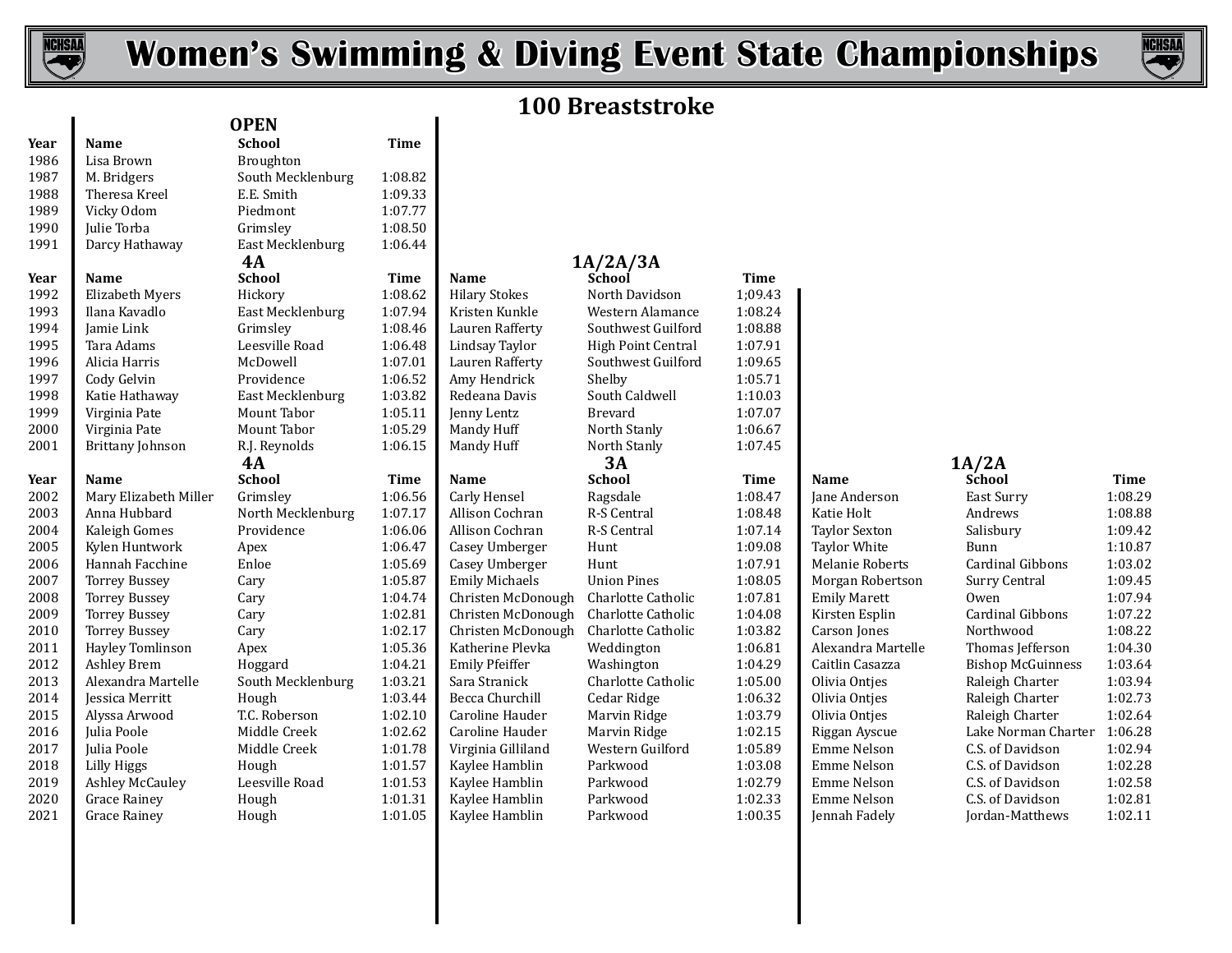# Women's Swimming & Diving Event State Championships

## 100 Breaststroke

### OPEN

| Year | Name | School | Time |
|---|---|---|---|
| 1986 | Lisa Brown | Broughton | |
| 1987 | M. Bridgers | South Mecklenburg | 1:08.82 |
| 1988 | Theresa Kreel | E.E. Smith | 1:09.33 |
| 1989 | Vicky Odom | Piedmont | 1:07.77 |
| 1990 | Julie Torba | Grimsley | 1:08.50 |
| 1991 | Darcy Hathaway | East Mecklenburg | 1:06.44 |

### 4A and 1A/2A/3A

| Year | 4A Name | 4A School | 4A Time | 1A/2A/3A Name | 1A/2A/3A School | 1A/2A/3A Time |
|---|---|---|---|---|---|---|
| 1992 | Elizabeth Myers | Hickory | 1:08.62 | Hilary Stokes | North Davidson | 1;09.43 |
| 1993 | Ilana Kavadlo | East Mecklenburg | 1:07.94 | Kristen Kunkle | Western Alamance | 1:08.24 |
| 1994 | Jamie Link | Grimsley | 1:08.46 | Lauren Rafferty | Southwest Guilford | 1:08.88 |
| 1995 | Tara Adams | Leesville Road | 1:06.48 | Lindsay Taylor | High Point Central | 1:07.91 |
| 1996 | Alicia Harris | McDowell | 1:07.01 | Lauren Rafferty | Southwest Guilford | 1:09.65 |
| 1997 | Cody Gelvin | Providence | 1:06.52 | Amy Hendrick | Shelby | 1:05.71 |
| 1998 | Katie Hathaway | East Mecklenburg | 1:03.82 | Redeana Davis | South Caldwell | 1:10.03 |
| 1999 | Virginia Pate | Mount Tabor | 1:05.11 | Jenny Lentz | Brevard | 1:07.07 |
| 2000 | Virginia Pate | Mount Tabor | 1:05.29 | Mandy Huff | North Stanly | 1:06.67 |
| 2001 | Brittany Johnson | R.J. Reynolds | 1:06.15 | Mandy Huff | North Stanly | 1:07.45 |

### 4A, 3A and 1A/2A

| Year | 4A Name | 4A School | 4A Time | 3A Name | 3A School | 3A Time | 1A/2A Name | 1A/2A School | 1A/2A Time |
|---|---|---|---|---|---|---|---|---|---|
| 2002 | Mary Elizabeth Miller | Grimsley | 1:06.56 | Carly Hensel | Ragsdale | 1:08.47 | Jane Anderson | East Surry | 1:08.29 |
| 2003 | Anna Hubbard | North Mecklenburg | 1:07.17 | Allison Cochran | R-S Central | 1:08.48 | Katie Holt | Andrews | 1:08.88 |
| 2004 | Kaleigh Gomes | Providence | 1:06.06 | Allison Cochran | R-S Central | 1:07.14 | Taylor Sexton | Salisbury | 1:09.42 |
| 2005 | Kylen Huntwork | Apex | 1:06.47 | Casey Umberger | Hunt | 1:09.08 | Taylor White | Bunn | 1:10.87 |
| 2006 | Hannah Facchine | Enloe | 1:05.69 | Casey Umberger | Hunt | 1:07.91 | Melanie Roberts | Cardinal Gibbons | 1:03.02 |
| 2007 | Torrey Bussey | Cary | 1:05.87 | Emily Michaels | Union Pines | 1:08.05 | Morgan Robertson | Surry Central | 1:09.45 |
| 2008 | Torrey Bussey | Cary | 1:04.74 | Christen McDonough | Charlotte Catholic | 1:07.81 | Emily Marett | Owen | 1:07.94 |
| 2009 | Torrey Bussey | Cary | 1:02.81 | Christen McDonough | Charlotte Catholic | 1:04.08 | Kirsten Esplin | Cardinal Gibbons | 1:07.22 |
| 2010 | Torrey Bussey | Cary | 1:02.17 | Christen McDonough | Charlotte Catholic | 1:03.82 | Carson Jones | Northwood | 1:08.22 |
| 2011 | Hayley Tomlinson | Apex | 1:05.36 | Katherine Plevka | Weddington | 1:06.81 | Alexandra Martelle | Thomas Jefferson | 1:04.30 |
| 2012 | Ashley Brem | Hoggard | 1:04.21 | Emily Pfeiffer | Washington | 1:04.29 | Caitlin Casazza | Bishop McGuinness | 1:03.64 |
| 2013 | Alexandra Martelle | South Mecklenburg | 1:03.21 | Sara Stranick | Charlotte Catholic | 1:05.00 | Olivia Ontjes | Raleigh Charter | 1:03.94 |
| 2014 | Jessica Merritt | Hough | 1:03.44 | Becca Churchill | Cedar Ridge | 1:06.32 | Olivia Ontjes | Raleigh Charter | 1:02.73 |
| 2015 | Alyssa Arwood | T.C. Roberson | 1:02.10 | Caroline Hauder | Marvin Ridge | 1:03.79 | Olivia Ontjes | Raleigh Charter | 1:02.64 |
| 2016 | Julia Poole | Middle Creek | 1:02.62 | Caroline Hauder | Marvin Ridge | 1:02.15 | Riggan Ayscue | Lake Norman Charter | 1:06.28 |
| 2017 | Julia Poole | Middle Creek | 1:01.78 | Virginia Gilliland | Western Guilford | 1:05.89 | Emme Nelson | C.S. of Davidson | 1:02.94 |
| 2018 | Lilly Higgs | Hough | 1:01.57 | Kaylee Hamblin | Parkwood | 1:03.08 | Emme Nelson | C.S. of Davidson | 1:02.28 |
| 2019 | Ashley McCauley | Leesville Road | 1:01.53 | Kaylee Hamblin | Parkwood | 1:02.79 | Emme Nelson | C.S. of Davidson | 1:02.58 |
| 2020 | Grace Rainey | Hough | 1:01.31 | Kaylee Hamblin | Parkwood | 1:02.33 | Emme Nelson | C.S. of Davidson | 1:02.81 |
| 2021 | Grace Rainey | Hough | 1:01.05 | Kaylee Hamblin | Parkwood | 1:00.35 | Jennah Fadely | Jordan-Matthews | 1:02.11 |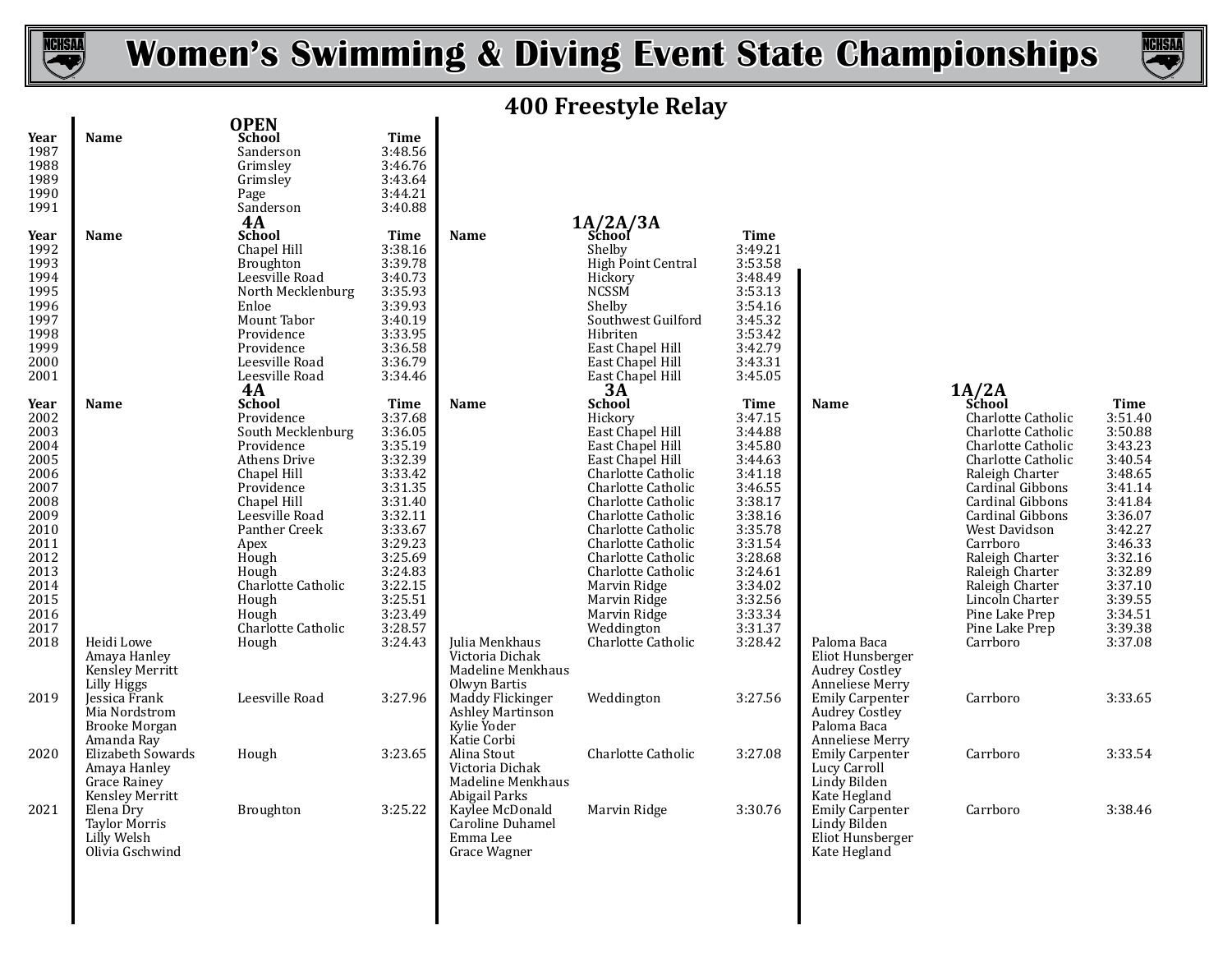# Women's Swimming & Diving Event State Championships

## 400 Freestyle Relay

### OPEN

| Year | Name | School | Time |
|---|---|---|---|
| 1987 | | Sanderson | 3:48.56 |
| 1988 | | Grimsley | 3:46.76 |
| 1989 | | Grimsley | 3:43.64 |
| 1990 | | Page | 3:44.21 |
| 1991 | | Sanderson | 3:40.88 |

### 4A and 1A/2A/3A

| Year | Name | 4A School | Time | Name | 1A/2A/3A School | Time |
|---|---|---|---|---|---|---|
| 1992 | | Chapel Hill | 3:38.16 | | Shelby | 3:49.21 |
| 1993 | | Broughton | 3:39.78 | | High Point Central | 3:53.58 |
| 1994 | | Leesville Road | 3:40.73 | | Hickory | 3:48.49 |
| 1995 | | North Mecklenburg | 3:35.93 | | NCSSM | 3:53.13 |
| 1996 | | Enloe | 3:39.93 | | Shelby | 3:54.16 |
| 1997 | | Mount Tabor | 3:40.19 | | Southwest Guilford | 3:45.32 |
| 1998 | | Providence | 3:33.95 | | Hibriten | 3:53.42 |
| 1999 | | Providence | 3:36.58 | | East Chapel Hill | 3:42.79 |
| 2000 | | Leesville Road | 3:36.79 | | East Chapel Hill | 3:43.31 |
| 2001 | | Leesville Road | 3:34.46 | | East Chapel Hill | 3:45.05 |

### 4A, 3A and 1A/2A

| Year | Name | 4A School | Time | Name | 3A School | Time | Name | 1A/2A School | Time |
|---|---|---|---|---|---|---|---|---|---|
| 2002 | | Providence | 3:37.68 | | Hickory | 3:47.15 | | Charlotte Catholic | 3:51.40 |
| 2003 | | South Mecklenburg | 3:36.05 | | East Chapel Hill | 3:44.88 | | Charlotte Catholic | 3:50.88 |
| 2004 | | Providence | 3:35.19 | | East Chapel Hill | 3:45.80 | | Charlotte Catholic | 3:43.23 |
| 2005 | | Athens Drive | 3:32.39 | | East Chapel Hill | 3:44.63 | | Charlotte Catholic | 3:40.54 |
| 2006 | | Chapel Hill | 3:33.42 | | Charlotte Catholic | 3:41.18 | | Raleigh Charter | 3:48.65 |
| 2007 | | Providence | 3:31.35 | | Charlotte Catholic | 3:46.55 | | Cardinal Gibbons | 3:41.14 |
| 2008 | | Chapel Hill | 3:31.40 | | Charlotte Catholic | 3:38.17 | | Cardinal Gibbons | 3:41.84 |
| 2009 | | Leesville Road | 3:32.11 | | Charlotte Catholic | 3:38.16 | | Cardinal Gibbons | 3:36.07 |
| 2010 | | Panther Creek | 3:33.67 | | Charlotte Catholic | 3:35.78 | | West Davidson | 3:42.27 |
| 2011 | | Apex | 3:29.23 | | Charlotte Catholic | 3:31.54 | | Carrboro | 3:46.33 |
| 2012 | | Hough | 3:25.69 | | Charlotte Catholic | 3:28.68 | | Raleigh Charter | 3:32.16 |
| 2013 | | Hough | 3:24.83 | | Charlotte Catholic | 3:24.61 | | Raleigh Charter | 3:32.89 |
| 2014 | | Charlotte Catholic | 3:22.15 | | Marvin Ridge | 3:34.02 | | Raleigh Charter | 3:37.10 |
| 2015 | | Hough | 3:25.51 | | Marvin Ridge | 3:32.56 | | Lincoln Charter | 3:39.55 |
| 2016 | | Hough | 3:23.49 | | Marvin Ridge | 3:33.34 | | Pine Lake Prep | 3:34.51 |
| 2017 | | Charlotte Catholic | 3:28.57 | | Weddington | 3:31.37 | | Pine Lake Prep | 3:39.38 |
| 2018 | Heidi Lowe, Amaya Hanley, Kensley Merritt, Lilly Higgs | Hough | 3:24.43 | Julia Menkhaus, Victoria Dichak, Madeline Menkhaus, Olwyn Bartis | Charlotte Catholic | 3:28.42 | Paloma Baca, Eliot Hunsberger, Audrey Costley, Anneliese Merry | Carrboro | 3:37.08 |
| 2019 | Jessica Frank, Mia Nordstrom, Brooke Morgan, Amanda Ray | Leesville Road | 3:27.96 | Maddy Flickinger, Ashley Martinson, Kylie Yoder, Katie Corbi | Weddington | 3:27.56 | Emily Carpenter, Audrey Costley, Paloma Baca, Anneliese Merry | Carrboro | 3:33.65 |
| 2020 | Elizabeth Sowards, Amaya Hanley, Grace Rainey, Kensley Merritt | Hough | 3:23.65 | Alina Stout, Victoria Dichak, Madeline Menkhaus, Abigail Parks | Charlotte Catholic | 3:27.08 | Emily Carpenter, Lucy Carroll, Lindy Bilden, Kate Hegland | Carrboro | 3:33.54 |
| 2021 | Elena Dry, Taylor Morris, Lilly Welsh, Olivia Gschwind | Broughton | 3:25.22 | Kaylee McDonald, Caroline Duhamel, Emma Lee, Grace Wagner | Marvin Ridge | 3:30.76 | Emily Carpenter, Lindy Bilden, Eliot Hunsberger, Kate Hegland | Carrboro | 3:38.46 |